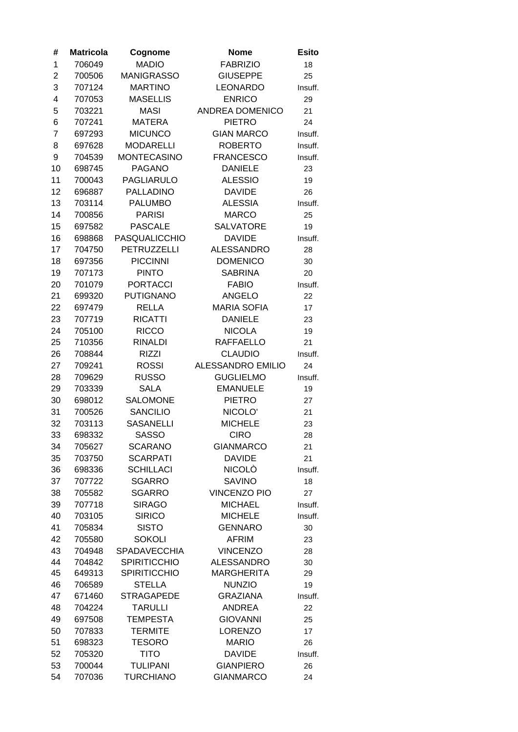| # | Matricola | Cognome | Nome | Esito |
|---|---|---|---|---|
| 1 | 706049 | MADIO | FABRIZIO | 18 |
| 2 | 700506 | MANIGRASSO | GIUSEPPE | 25 |
| 3 | 707124 | MARTINO | LEONARDO | Insuff. |
| 4 | 707053 | MASELLIS | ENRICO | 29 |
| 5 | 703221 | MASI | ANDREA DOMENICO | 21 |
| 6 | 707241 | MATERA | PIETRO | 24 |
| 7 | 697293 | MICUNCO | GIAN MARCO | Insuff. |
| 8 | 697628 | MODARELLI | ROBERTO | Insuff. |
| 9 | 704539 | MONTECASINO | FRANCESCO | Insuff. |
| 10 | 698745 | PAGANO | DANIELE | 23 |
| 11 | 700043 | PAGLIARULO | ALESSIO | 19 |
| 12 | 696887 | PALLADINO | DAVIDE | 26 |
| 13 | 703114 | PALUMBO | ALESSIA | Insuff. |
| 14 | 700856 | PARISI | MARCO | 25 |
| 15 | 697582 | PASCALE | SALVATORE | 19 |
| 16 | 698868 | PASQUALICCHIO | DAVIDE | Insuff. |
| 17 | 704750 | PETRUZZELLI | ALESSANDRO | 28 |
| 18 | 697356 | PICCINNI | DOMENICO | 30 |
| 19 | 707173 | PINTO | SABRINA | 20 |
| 20 | 701079 | PORTACCI | FABIO | Insuff. |
| 21 | 699320 | PUTIGNANO | ANGELO | 22 |
| 22 | 697479 | RELLA | MARIA SOFIA | 17 |
| 23 | 707719 | RICATTI | DANIELE | 23 |
| 24 | 705100 | RICCO | NICOLA | 19 |
| 25 | 710356 | RINALDI | RAFFAELLO | 21 |
| 26 | 708844 | RIZZI | CLAUDIO | Insuff. |
| 27 | 709241 | ROSSI | ALESSANDRO EMILIO | 24 |
| 28 | 709629 | RUSSO | GUGLIELMO | Insuff. |
| 29 | 703339 | SALA | EMANUELE | 19 |
| 30 | 698012 | SALOMONE | PIETRO | 27 |
| 31 | 700526 | SANCILIO | NICOLO' | 21 |
| 32 | 703113 | SASANELLI | MICHELE | 23 |
| 33 | 698332 | SASSO | CIRO | 28 |
| 34 | 705627 | SCARANO | GIANMARCO | 21 |
| 35 | 703750 | SCARPATI | DAVIDE | 21 |
| 36 | 698336 | SCHILLACI | NICOLÒ | Insuff. |
| 37 | 707722 | SGARRO | SAVINO | 18 |
| 38 | 705582 | SGARRO | VINCENZO PIO | 27 |
| 39 | 707718 | SIRAGO | MICHAEL | Insuff. |
| 40 | 703105 | SIRICO | MICHELE | Insuff. |
| 41 | 705834 | SISTO | GENNARO | 30 |
| 42 | 705580 | SOKOLI | AFRIM | 23 |
| 43 | 704948 | SPADAVECCHIA | VINCENZO | 28 |
| 44 | 704842 | SPIRITICCHIO | ALESSANDRO | 30 |
| 45 | 649313 | SPIRITICCHIO | MARGHERITA | 29 |
| 46 | 706589 | STELLA | NUNZIO | 19 |
| 47 | 671460 | STRAGAPEDE | GRAZIANA | Insuff. |
| 48 | 704224 | TARULLI | ANDREA | 22 |
| 49 | 697508 | TEMPESTA | GIOVANNI | 25 |
| 50 | 707833 | TERMITE | LORENZO | 17 |
| 51 | 698323 | TESORO | MARIO | 26 |
| 52 | 705320 | TITO | DAVIDE | Insuff. |
| 53 | 700044 | TULIPANI | GIANPIERO | 26 |
| 54 | 707036 | TURCHIANO | GIANMARCO | 24 |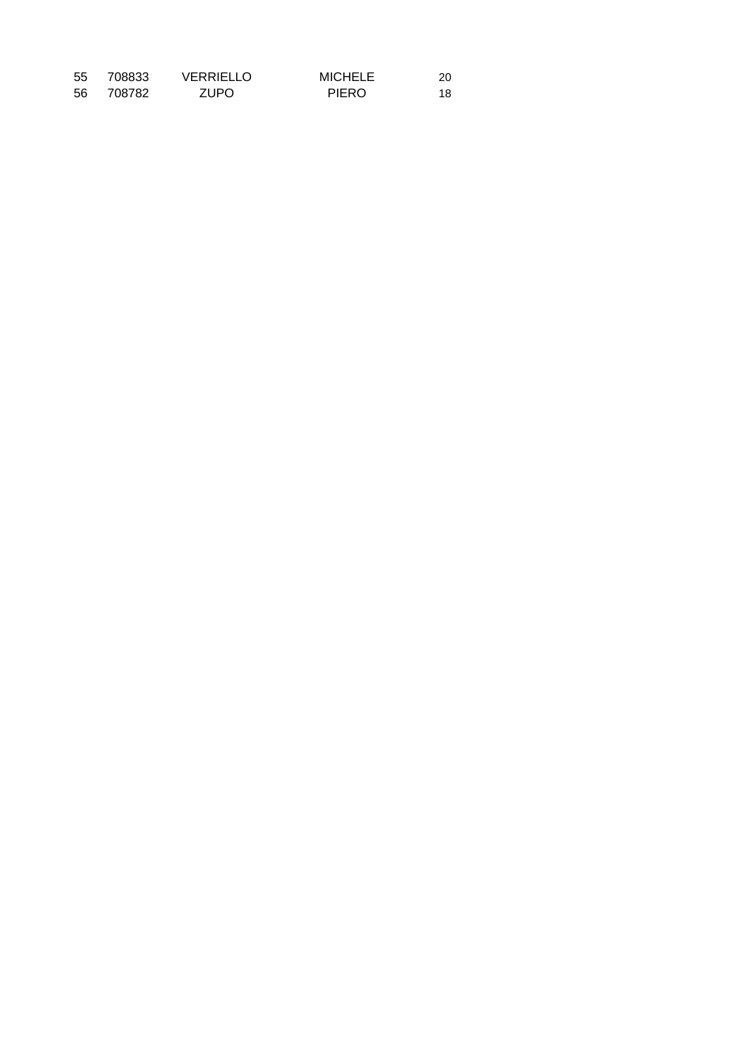| | | | | |
|---|---|---|---|---|
| 55 | 708833 | VERRIELLO | MICHELE | 20 |
| 56 | 708782 | ZUPO | PIERO | 18 |